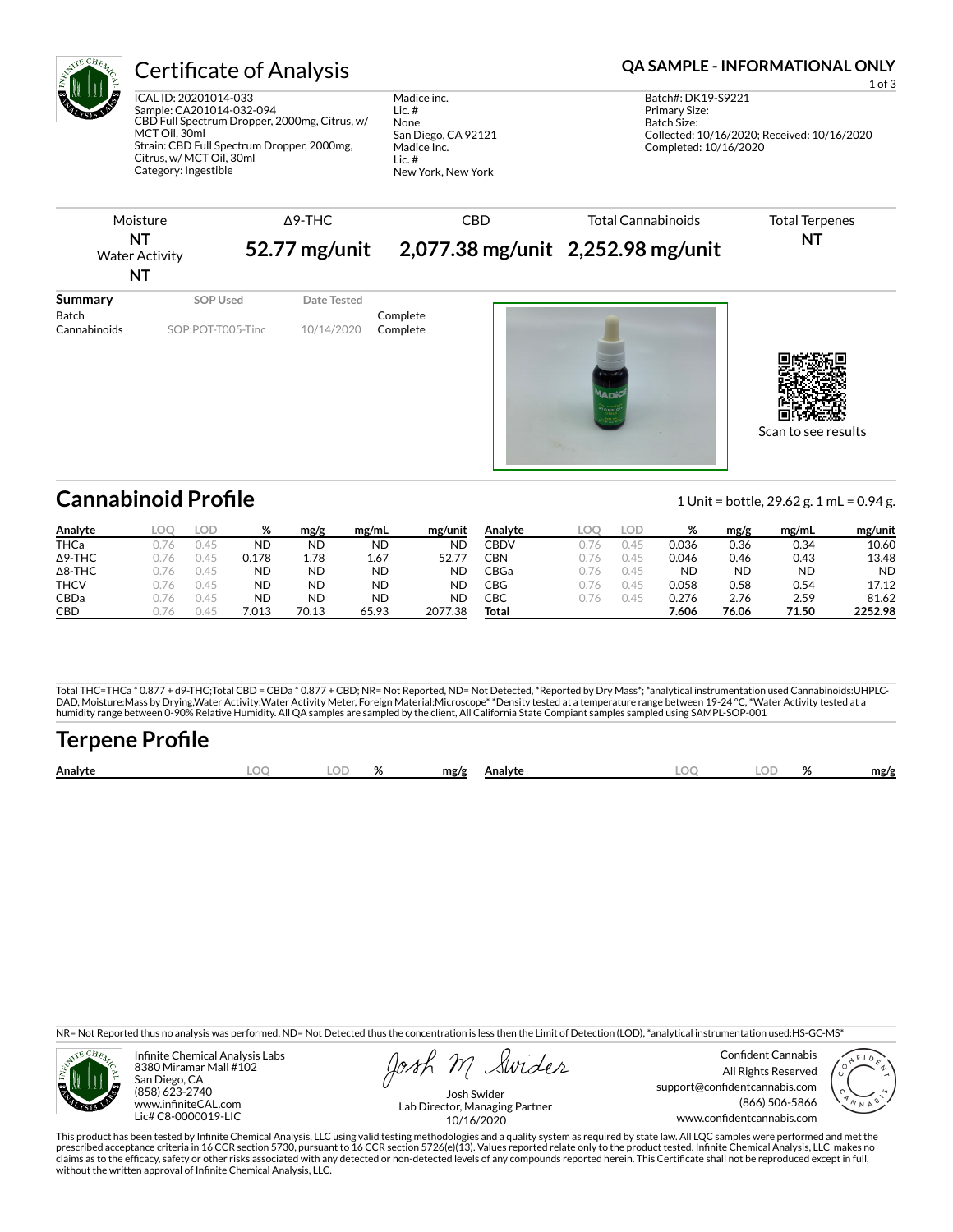# Certificate of Analysis

**QA SAMPLE - INFORMATIONAL ONLY**

ICAL ID: 20201014-033
Sample: CA201014-032-094
CBD Full Spectrum Dropper, 2000mg, Citrus, w/ MCT Oil, 30ml
Strain: CBD Full Spectrum Dropper, 2000mg, Citrus, w/ MCT Oil, 30ml
Category: Ingestible

Madice inc.
Lic. #
None
San Diego, CA 92121
Madice Inc.
Lic. #
New York, New York

Batch#: DK19-S9221
Primary Size:
Batch Size:
Collected: 10/16/2020; Received: 10/16/2020
Completed: 10/16/2020

| Moisture | Δ9-THC | CBD | Total Cannabinoids | Total Terpenes |
|---|---|---|---|---|
| **NT** | **52.77 mg/unit** | **2,077.38 mg/unit** | **2,252.98 mg/unit** | **NT** |
| Water Activity **NT** | | | | |

| Summary | SOP Used | Date Tested | |
|---|---|---|---|
| Batch | | | Complete |
| Cannabinoids | SOP:POT-T005-Tinc | 10/14/2020 | Complete |

Scan to see results

## Cannabinoid Profile

1 Unit = bottle, 29.62 g. 1 mL = 0.94 g.

| Analyte | LOQ | LOD | % | mg/g | mg/mL | mg/unit |
|---|---|---|---|---|---|---|
| THCa | 0.76 | 0.45 | ND | ND | ND | ND |
| Δ9-THC | 0.76 | 0.45 | 0.178 | 1.78 | 1.67 | 52.77 |
| Δ8-THC | 0.76 | 0.45 | ND | ND | ND | ND |
| THCV | 0.76 | 0.45 | ND | ND | ND | ND |
| CBDa | 0.76 | 0.45 | ND | ND | ND | ND |
| CBD | 0.76 | 0.45 | 7.013 | 70.13 | 65.93 | 2077.38 |
| CBDV | 0.76 | 0.45 | 0.036 | 0.36 | 0.34 | 10.60 |
| CBN | 0.76 | 0.45 | 0.046 | 0.46 | 0.43 | 13.48 |
| CBGa | 0.76 | 0.45 | ND | ND | ND | ND |
| CBG | 0.76 | 0.45 | 0.058 | 0.58 | 0.54 | 17.12 |
| CBC | 0.76 | 0.45 | 0.276 | 2.76 | 2.59 | 81.62 |
| **Total** | | | **7.606** | **76.06** | **71.50** | **2252.98** |

Total THC=THCa * 0.877 + d9-THC;Total CBD = CBDa * 0.877 + CBD; NR= Not Reported, ND= Not Detected, *Reported by Dry Mass*; *analytical instrumentation used Cannabinoids:UHPLC-DAD, Moisture:Mass by Drying,Water Activity:Water Activity Meter, Foreign Material:Microscope* *Density tested at a temperature range between 19-24 °C, *Water Activity tested at a humidity range between 0-90% Relative Humidity. All QA samples are sampled by the client, All California State Compiant samples sampled using SAMPL-SOP-001

## Terpene Profile

| Analyte | LOQ | LOD | % | mg/g | Analyte | LOQ | LOD | % | mg/g |
|---|---|---|---|---|---|---|---|---|---|

NR= Not Reported thus no analysis was performed, ND= Not Detected thus the concentration is less then the Limit of Detection (LOD), *analytical instrumentation used:HS-GC-MS*

Infinite Chemical Analysis Labs
8380 Miramar Mall #102
San Diego, CA
(858) 623-2740
www.infiniteCAL.com
Lic# C8-0000019-LIC

Josh Swider
Lab Director, Managing Partner
10/16/2020

Confident Cannabis
All Rights Reserved
support@confidentcannabis.com
(866) 506-5866
www.confidentcannabis.com

This product has been tested by Infinite Chemical Analysis, LLC using valid testing methodologies and a quality system as required by state law. All LQC samples were performed and met the prescribed acceptance criteria in 16 CCR section 5730, pursuant to 16 CCR section 5726(e)(13). Values reported relate only to the product tested. Infinite Chemical Analysis, LLC makes no claims as to the efficacy, safety or other risks associated with any detected or non-detected levels of any compounds reported herein. This Certificate shall not be reproduced except in full, without the written approval of Infinite Chemical Analysis, LLC.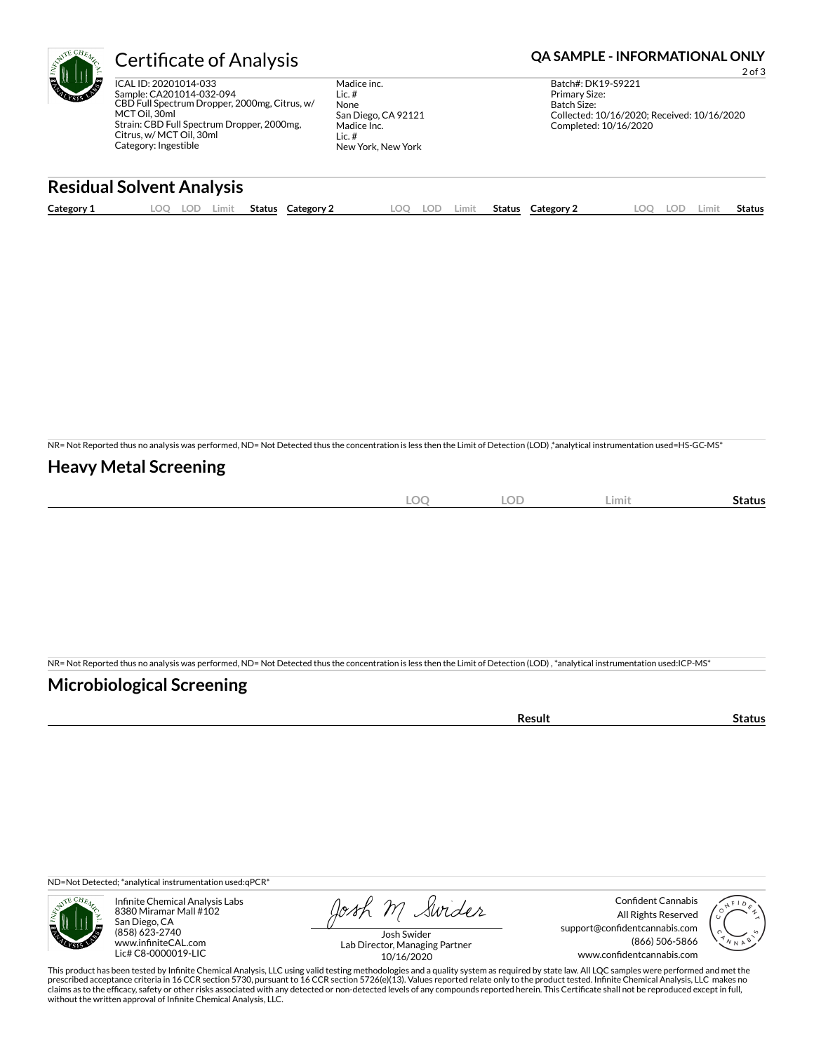# Certificate of Analysis

**QA SAMPLE - INFORMATIONAL ONLY**

ICAL ID: 20201014-033
Sample: CA201014-032-094
CBD Full Spectrum Dropper, 2000mg, Citrus, w/ MCT Oil, 30ml
Strain: CBD Full Spectrum Dropper, 2000mg, Citrus, w/ MCT Oil, 30ml
Category: Ingestible

Madice inc.
Lic. #
None
San Diego, CA 92121
Madice Inc.
Lic. #
New York, New York

Batch#: DK19-S9221
Primary Size:
Batch Size:
Collected: 10/16/2020; Received: 10/16/2020
Completed: 10/16/2020

## Residual Solvent Analysis

| Category 1 | LOQ | LOD | Limit | Status | Category 2 | LOQ | LOD | Limit | Status | Category 2 | LOQ | LOD | Limit | Status |
|---|---|---|---|---|---|---|---|---|---|---|---|---|---|---|

NR= Not Reported thus no analysis was performed, ND= Not Detected thus the concentration is less then the Limit of Detection (LOD) ,*analytical instrumentation used=HS-GC-MS*

## Heavy Metal Screening

| | LOQ | LOD | Limit | Status |
|---|---|---|---|---|

NR= Not Reported thus no analysis was performed, ND= Not Detected thus the concentration is less then the Limit of Detection (LOD) , *analytical instrumentation used:ICP-MS*

## Microbiological Screening

| | Result | Status |
|---|---|---|

ND=Not Detected; *analytical instrumentation used:qPCR*

Infinite Chemical Analysis Labs
8380 Miramar Mall #102
San Diego, CA
(858) 623-2740
www.infiniteCAL.com
Lic# C8-0000019-LIC

Josh Swider
Lab Director, Managing Partner
10/16/2020

Confident Cannabis
All Rights Reserved
support@confidentcannabis.com
(866) 506-5866
www.confidentcannabis.com

This product has been tested by Infinite Chemical Analysis, LLC using valid testing methodologies and a quality system as required by state law. All LQC samples were performed and met the prescribed acceptance criteria in 16 CCR section 5730, pursuant to 16 CCR section 5726(e)(13). Values reported relate only to the product tested. Infinite Chemical Analysis, LLC makes no claims as to the efficacy, safety or other risks associated with any detected or non-detected levels of any compounds reported herein. This Certificate shall not be reproduced except in full, without the written approval of Infinite Chemical Analysis, LLC.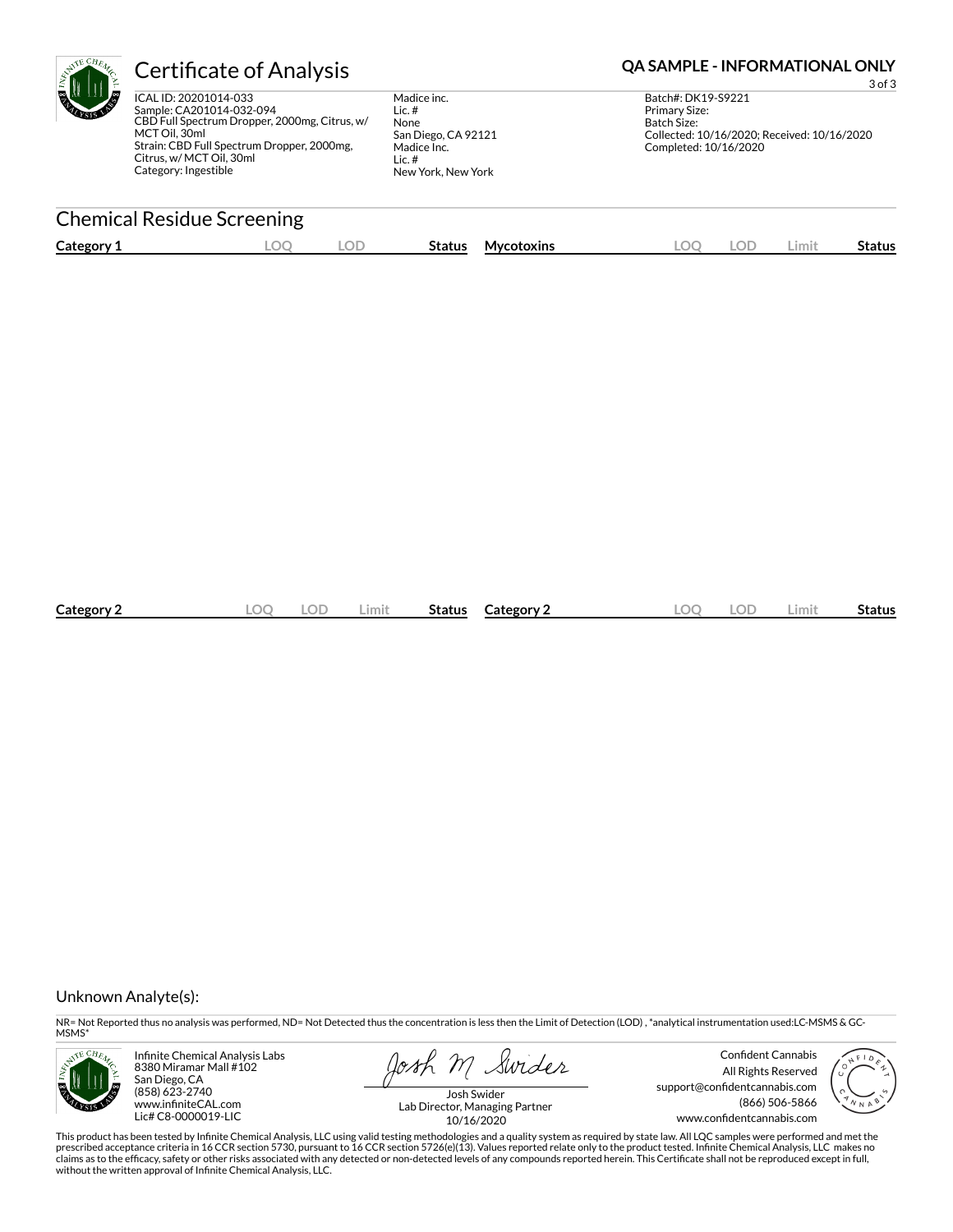# Certificate of Analysis

**QA SAMPLE - INFORMATIONAL ONLY**

ICAL ID: 20201014-033
Sample: CA201014-032-094
CBD Full Spectrum Dropper, 2000mg, Citrus, w/ MCT Oil, 30ml
Strain: CBD Full Spectrum Dropper, 2000mg, Citrus, w/ MCT Oil, 30ml
Category: Ingestible

Madice inc.
Lic. #
None
San Diego, CA 92121
Madice Inc.
Lic. #
New York, New York

Batch#: DK19-S9221
Primary Size:
Batch Size:
Collected: 10/16/2020; Received: 10/16/2020
Completed: 10/16/2020

## Chemical Residue Screening

| Category 1 | LOQ | LOD | Status | Mycotoxins | LOQ | LOD | Limit | Status |
|---|---|---|---|---|---|---|---|---|

| Category 2 | LOQ | LOD | Limit | Status | Category 2 | LOQ | LOD | Limit | Status |
|---|---|---|---|---|---|---|---|---|---|

Unknown Analyte(s):

NR= Not Reported thus no analysis was performed, ND= Not Detected thus the concentration is less then the Limit of Detection (LOD) , *analytical instrumentation used:LC-MSMS & GC-MSMS*

Infinite Chemical Analysis Labs
8380 Miramar Mall #102
San Diego, CA
(858) 623-2740
www.infiniteCAL.com
Lic# C8-0000019-LIC

Josh Swider
Lab Director, Managing Partner
10/16/2020

Confident Cannabis
All Rights Reserved
support@confidentcannabis.com
(866) 506-5866
www.confidentcannabis.com

This product has been tested by Infinite Chemical Analysis, LLC using valid testing methodologies and a quality system as required by state law. All LQC samples were performed and met the prescribed acceptance criteria in 16 CCR section 5730, pursuant to 16 CCR section 5726(e)(13). Values reported relate only to the product tested. Infinite Chemical Analysis, LLC makes no claims as to the efficacy, safety or other risks associated with any detected or non-detected levels of any compounds reported herein. This Certificate shall not be reproduced except in full, without the written approval of Infinite Chemical Analysis, LLC.